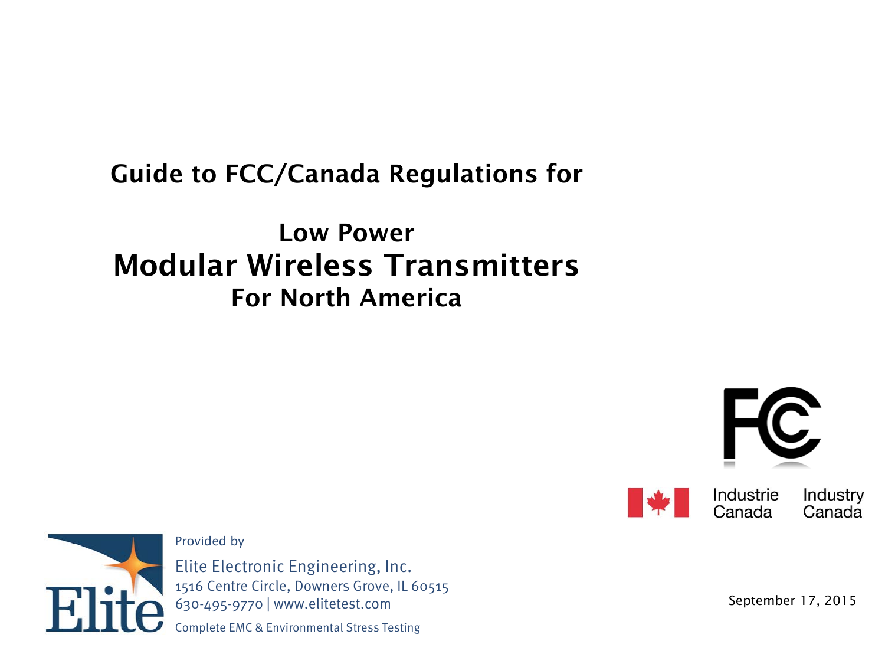# Guide to FCC/Canada Regulations for

## Low Power
## Modular Wireless Transmitters
## For North America

Industrie Canada    Industry Canada

Provided by

Elite Electronic Engineering, Inc.
1516 Centre Circle, Downers Grove, IL 60515
630-495-9770 | www.elitetest.com
Complete EMC & Environmental Stress Testing

September 17, 2015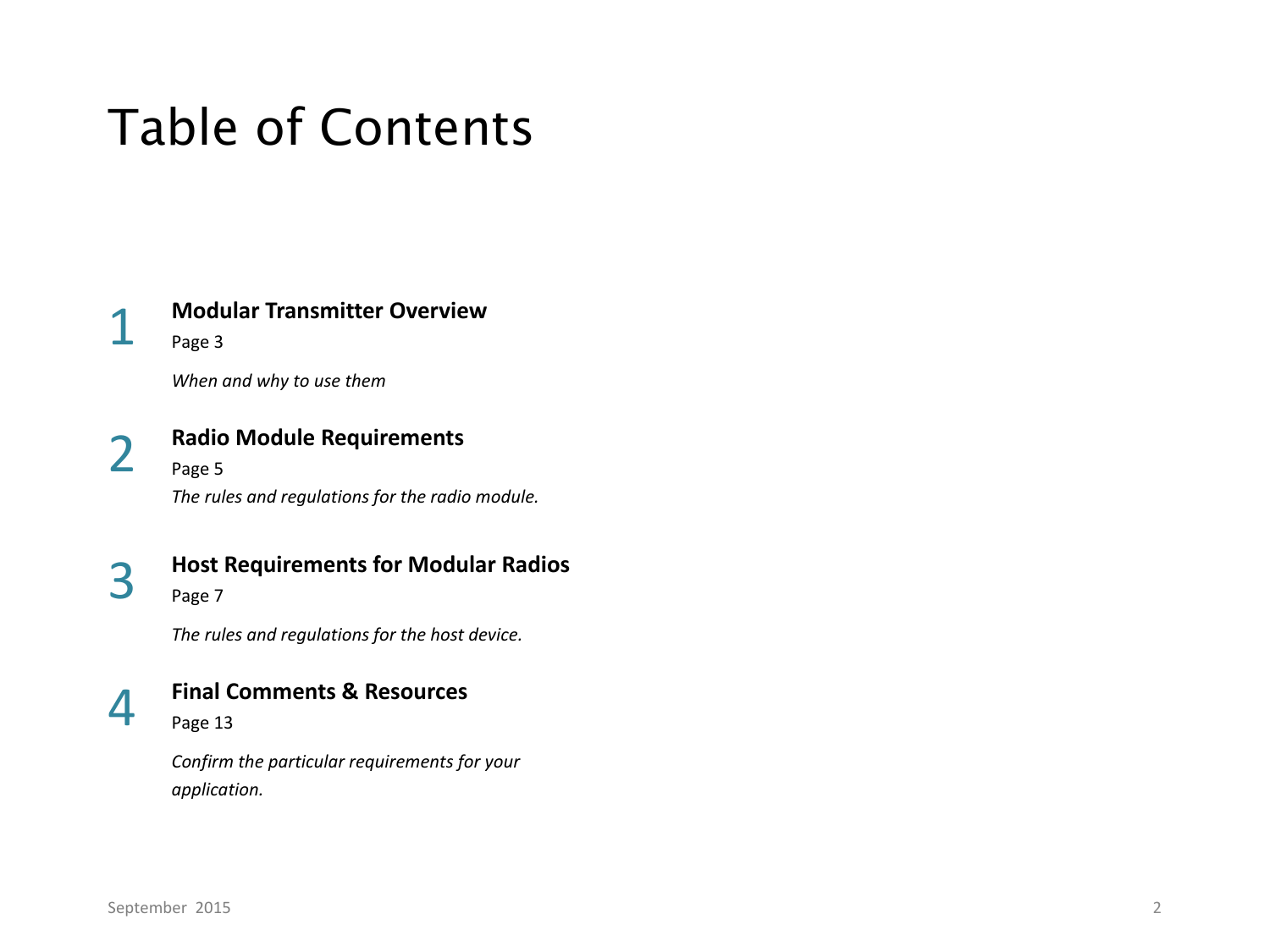# Table of Contents

1 **Modular Transmitter Overview**
Page 3

*When and why to use them*

2 **Radio Module Requirements**
Page 5

*The rules and regulations for the radio module.*

3 **Host Requirements for Modular Radios**
Page 7

*The rules and regulations for the host device.*

4 **Final Comments & Resources**
Page 13

*Confirm the particular requirements for your application.*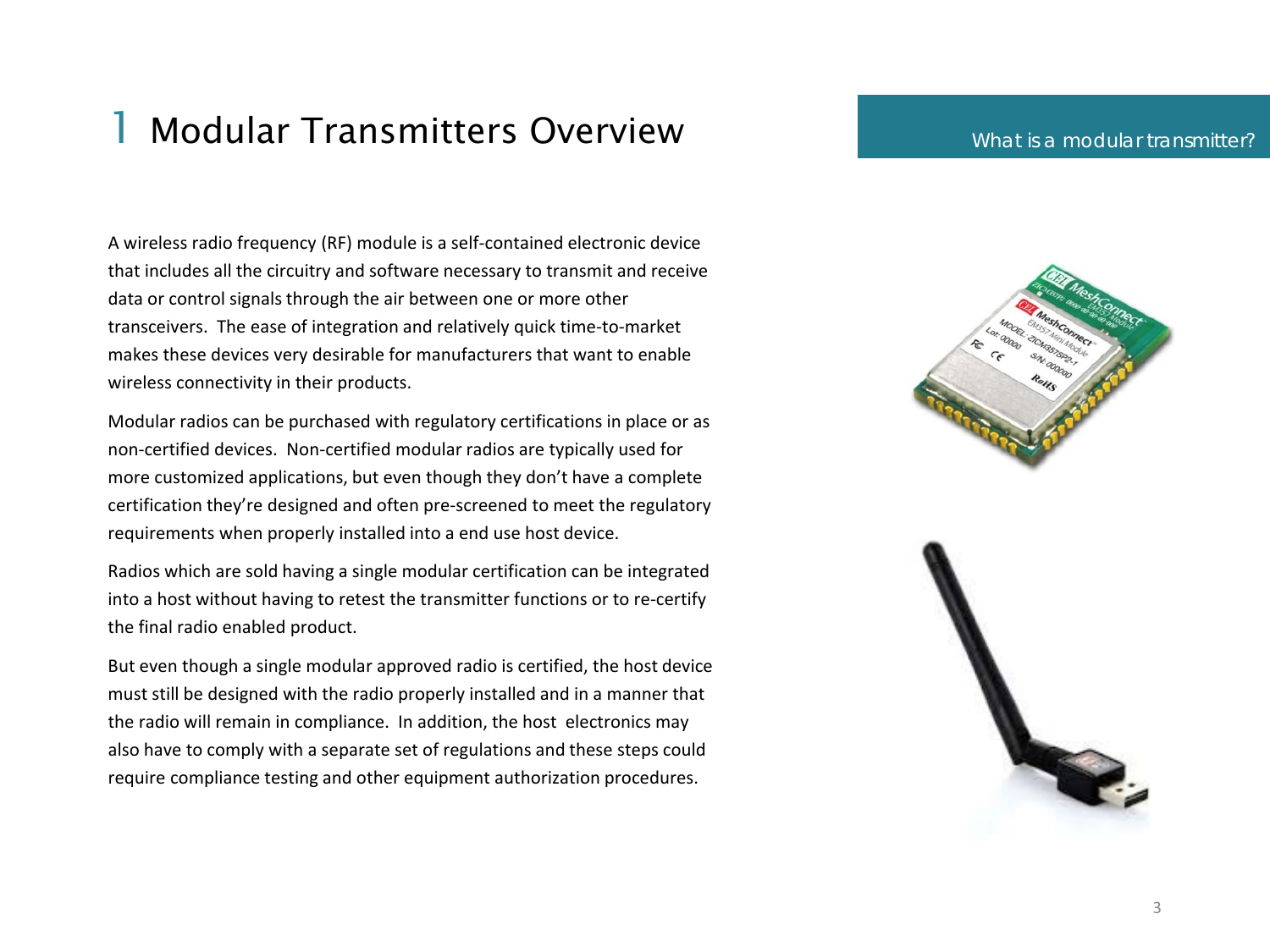# 1 Modular Transmitters Overview

## What is a modular transmitter?

A wireless radio frequency (RF) module is a self-contained electronic device that includes all the circuitry and software necessary to transmit and receive data or control signals through the air between one or more other transceivers. The ease of integration and relatively quick time-to-market makes these devices very desirable for manufacturers that want to enable wireless connectivity in their products.

Modular radios can be purchased with regulatory certifications in place or as non-certified devices. Non-certified modular radios are typically used for more customized applications, but even though they don't have a complete certification they're designed and often pre-screened to meet the regulatory requirements when properly installed into a end use host device.

Radios which are sold having a single modular certification can be integrated into a host without having to retest the transmitter functions or to re-certify the final radio enabled product.

But even though a single modular approved radio is certified, the host device must still be designed with the radio properly installed and in a manner that the radio will remain in compliance. In addition, the host electronics may also have to comply with a separate set of regulations and these steps could require compliance testing and other equipment authorization procedures.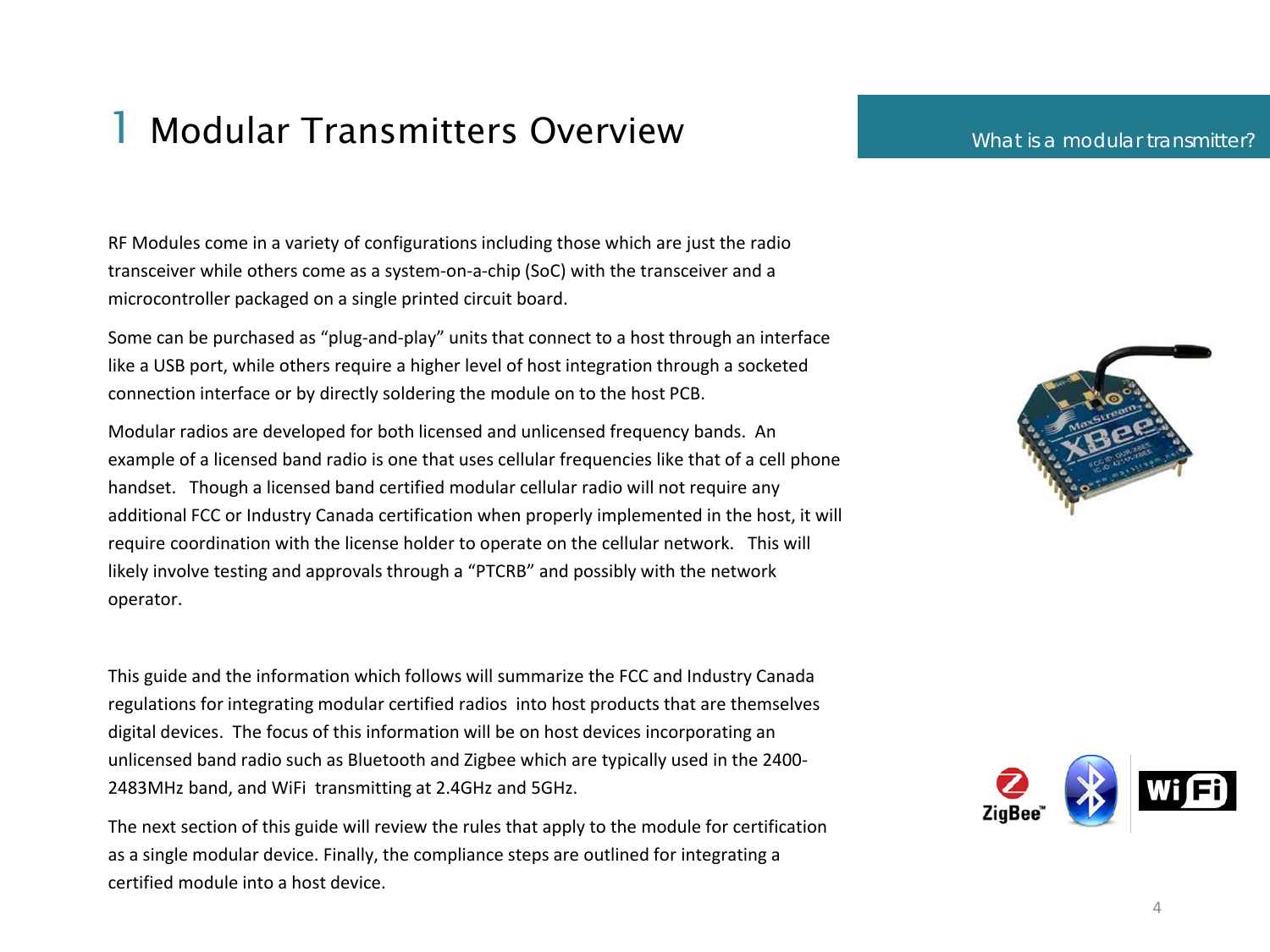# 1 Modular Transmitters Overview

## What is a modular transmitter?

RF Modules come in a variety of configurations including those which are just the radio transceiver while others come as a system-on-a-chip (SoC) with the transceiver and a microcontroller packaged on a single printed circuit board.

Some can be purchased as “plug-and-play” units that connect to a host through an interface like a USB port, while others require a higher level of host integration through a socketed connection interface or by directly soldering the module on to the host PCB.

Modular radios are developed for both licensed and unlicensed frequency bands. An example of a licensed band radio is one that uses cellular frequencies like that of a cell phone handset. Though a licensed band certified modular cellular radio will not require any additional FCC or Industry Canada certification when properly implemented in the host, it will require coordination with the license holder to operate on the cellular network. This will likely involve testing and approvals through a “PTCRB” and possibly with the network operator.

This guide and the information which follows will summarize the FCC and Industry Canada regulations for integrating modular certified radios into host products that are themselves digital devices. The focus of this information will be on host devices incorporating an unlicensed band radio such as Bluetooth and Zigbee which are typically used in the 2400-2483MHz band, and WiFi transmitting at 2.4GHz and 5GHz.

The next section of this guide will review the rules that apply to the module for certification as a single modular device. Finally, the compliance steps are outlined for integrating a certified module into a host device.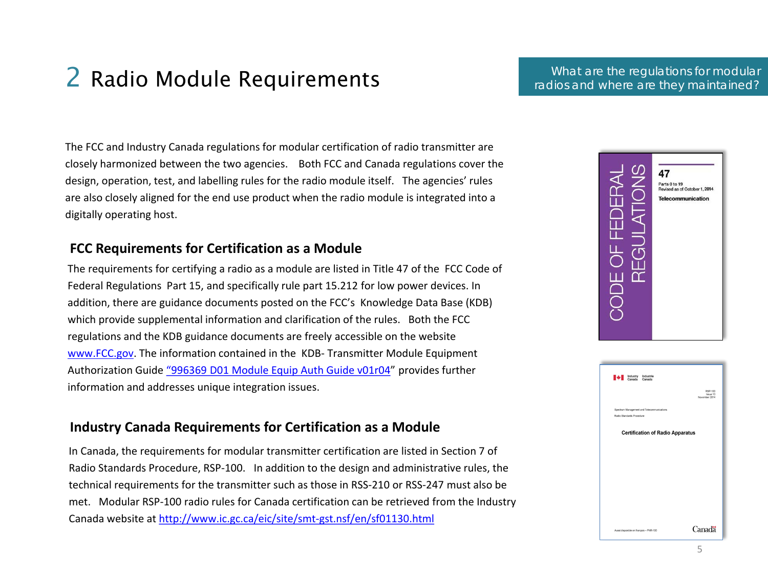# 2 Radio Module Requirements

What are the regulations for modular radios and where are they maintained?

The FCC and Industry Canada regulations for modular certification of radio transmitter are closely harmonized between the two agencies. Both FCC and Canada regulations cover the design, operation, test, and labelling rules for the radio module itself. The agencies' rules are also closely aligned for the end use product when the radio module is integrated into a digitally operating host.

## FCC Requirements for Certification as a Module

The requirements for certifying a radio as a module are listed in Title 47 of the FCC Code of Federal Regulations Part 15, and specifically rule part 15.212 for low power devices. In addition, there are guidance documents posted on the FCC's Knowledge Data Base (KDB) which provide supplemental information and clarification of the rules. Both the FCC regulations and the KDB guidance documents are freely accessible on the website www.FCC.gov. The information contained in the KDB- Transmitter Module Equipment Authorization Guide "996369 D01 Module Equip Auth Guide v01r04" provides further information and addresses unique integration issues.

## Industry Canada Requirements for Certification as a Module

In Canada, the requirements for modular transmitter certification are listed in Section 7 of Radio Standards Procedure, RSP-100. In addition to the design and administrative rules, the technical requirements for the transmitter such as those in RSS-210 or RSS-247 must also be met. Modular RSP-100 radio rules for Canada certification can be retrieved from the Industry Canada website at http://www.ic.gc.ca/eic/site/smt-gst.nsf/en/sf01130.html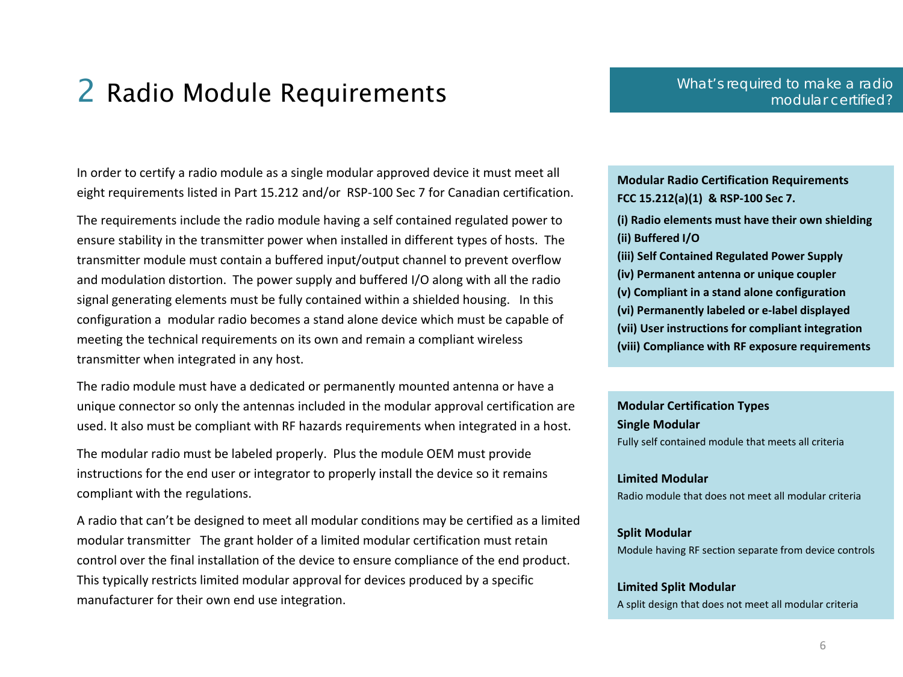# 2 Radio Module Requirements

What's required to make a radio modular certified?

In order to certify a radio module as a single modular approved device it must meet all eight requirements listed in Part 15.212 and/or RSP-100 Sec 7 for Canadian certification.

The requirements include the radio module having a self contained regulated power to ensure stability in the transmitter power when installed in different types of hosts. The transmitter module must contain a buffered input/output channel to prevent overflow and modulation distortion. The power supply and buffered I/O along with all the radio signal generating elements must be fully contained within a shielded housing. In this configuration a modular radio becomes a stand alone device which must be capable of meeting the technical requirements on its own and remain a compliant wireless transmitter when integrated in any host.

The radio module must have a dedicated or permanently mounted antenna or have a unique connector so only the antennas included in the modular approval certification are used. It also must be compliant with RF hazards requirements when integrated in a host.

The modular radio must be labeled properly. Plus the module OEM must provide instructions for the end user or integrator to properly install the device so it remains compliant with the regulations.

A radio that can't be designed to meet all modular conditions may be certified as a limited modular transmitter The grant holder of a limited modular certification must retain control over the final installation of the device to ensure compliance of the end product. This typically restricts limited modular approval for devices produced by a specific manufacturer for their own end use integration.

**Modular Radio Certification Requirements**
**FCC 15.212(a)(1) & RSP-100 Sec 7.**

**(i) Radio elements must have their own shielding**
**(ii) Buffered I/O**
**(iii) Self Contained Regulated Power Supply**
**(iv) Permanent antenna or unique coupler**
**(v) Compliant in a stand alone configuration**
**(vi) Permanently labeled or e-label displayed**
**(vii) User instructions for compliant integration**
**(viii) Compliance with RF exposure requirements**

**Modular Certification Types**

**Single Modular**
Fully self contained module that meets all criteria

**Limited Modular**
Radio module that does not meet all modular criteria

**Split Modular**
Module having RF section separate from device controls

**Limited Split Modular**
A split design that does not meet all modular criteria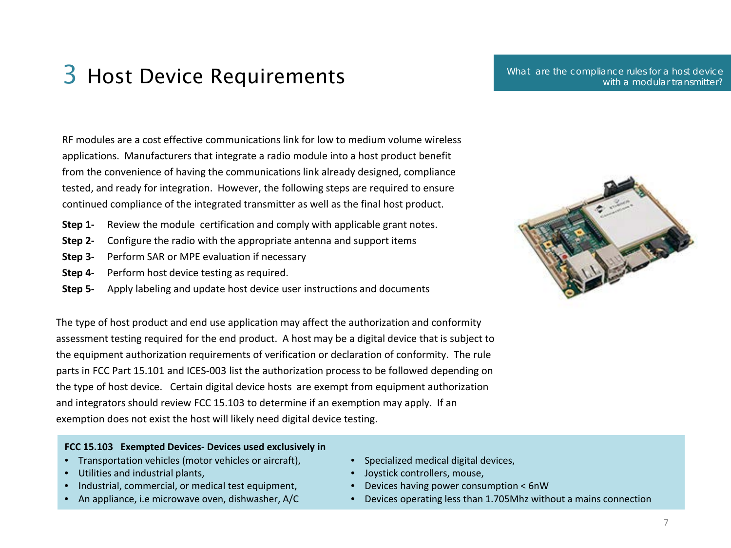# 3 Host Device Requirements

What are the compliance rules for a host device with a modular transmitter?

RF modules are a cost effective communications link for low to medium volume wireless applications. Manufacturers that integrate a radio module into a host product benefit from the convenience of having the communications link already designed, compliance tested, and ready for integration. However, the following steps are required to ensure continued compliance of the integrated transmitter as well as the final host product.

**Step 1-** Review the module certification and comply with applicable grant notes.
**Step 2-** Configure the radio with the appropriate antenna and support items
**Step 3-** Perform SAR or MPE evaluation if necessary
**Step 4-** Perform host device testing as required.
**Step 5-** Apply labeling and update host device user instructions and documents

The type of host product and end use application may affect the authorization and conformity assessment testing required for the end product. A host may be a digital device that is subject to the equipment authorization requirements of verification or declaration of conformity. The rule parts in FCC Part 15.101 and ICES-003 list the authorization process to be followed depending on the type of host device. Certain digital device hosts are exempt from equipment authorization and integrators should review FCC 15.103 to determine if an exemption may apply. If an exemption does not exist the host will likely need digital device testing.

**FCC 15.103 Exempted Devices- Devices used exclusively in**

- Transportation vehicles (motor vehicles or aircraft),
- Utilities and industrial plants,
- Industrial, commercial, or medical test equipment,
- An appliance, i.e microwave oven, dishwasher, A/C
- Specialized medical digital devices,
- Joystick controllers, mouse,
- Devices having power consumption < 6nW
- Devices operating less than 1.705Mhz without a mains connection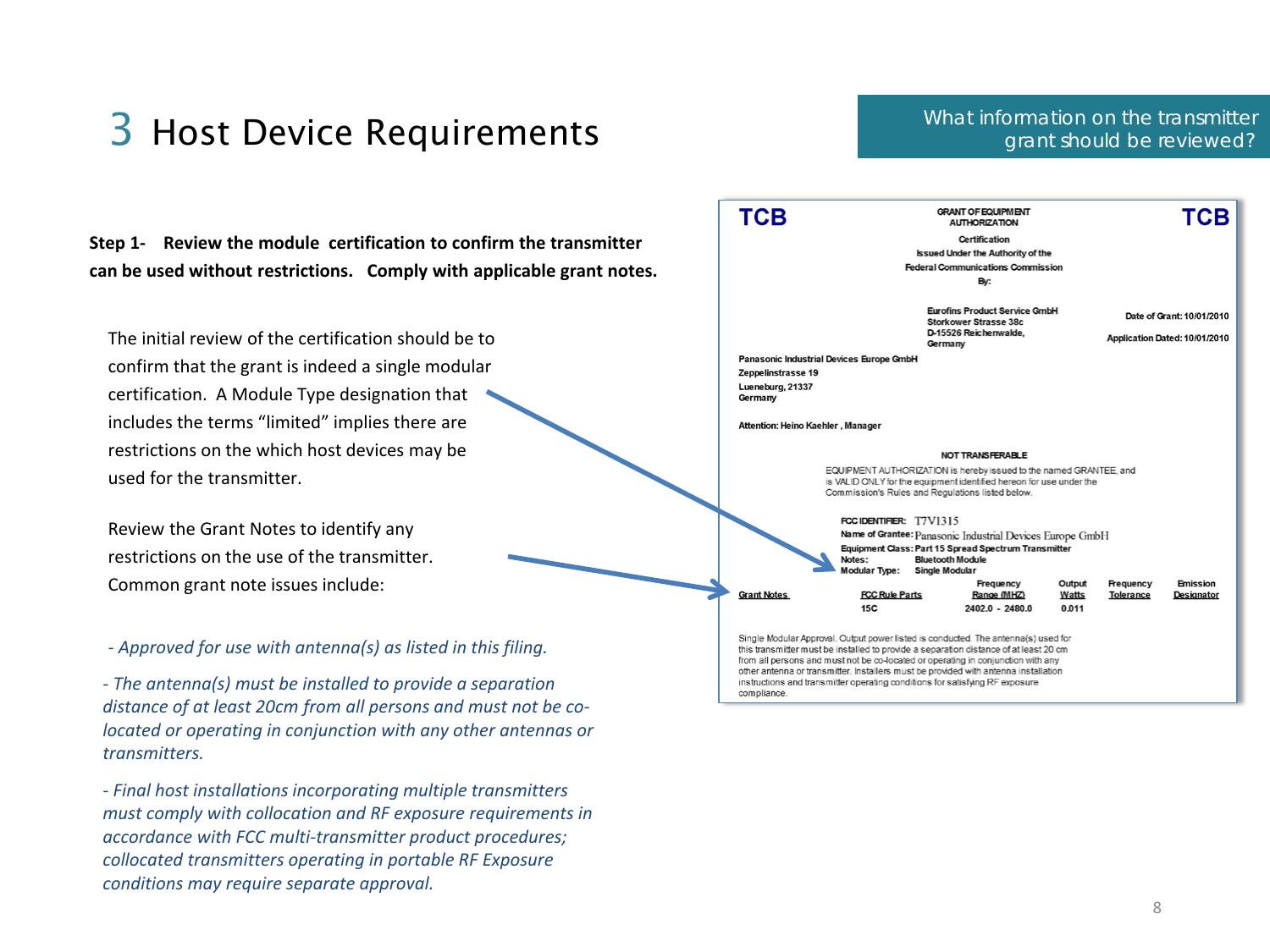# 3 Host Device Requirements

What information on the transmitter grant should be reviewed?

**Step 1- Review the module certification to confirm the transmitter can be used without restrictions. Comply with applicable grant notes.**

The initial review of the certification should be to confirm that the grant is indeed a single modular certification. A Module Type designation that includes the terms “limited” implies there are restrictions on the which host devices may be used for the transmitter.

Review the Grant Notes to identify any restrictions on the use of the transmitter. Common grant note issues include:

*- Approved for use with antenna(s) as listed in this filing.*

*- The antenna(s) must be installed to provide a separation distance of at least 20cm from all persons and must not be co-located or operating in conjunction with any other antennas or transmitters.*

*- Final host installations incorporating multiple transmitters must comply with collocation and RF exposure requirements in accordance with FCC multi-transmitter product procedures; collocated transmitters operating in portable RF Exposure conditions may require separate approval.*

---

**TCB** — GRANT OF EQUIPMENT AUTHORIZATION — **TCB**

Certification
Issued Under the Authority of the
Federal Communications Commission
By:

Eurofins Product Service GmbH
Storkower Strasse 38c
D-15526 Reichenwalde,
Germany

Date of Grant: 10/01/2010
Application Dated: 10/01/2010

Panasonic Industrial Devices Europe GmbH
Zeppelinstrasse 19
Lueneburg, 21337
Germany

Attention: Heino Kaehler , Manager

NOT TRANSFERABLE

EQUIPMENT AUTHORIZATION is hereby issued to the named GRANTEE, and is VALID ONLY for the equipment identified hereon for use under the Commission's Rules and Regulations listed below.

FCC IDENTIFIER: T7V1315
Name of Grantee: Panasonic Industrial Devices Europe GmbH
Equipment Class: Part 15 Spread Spectrum Transmitter
Notes: Bluetooth Module
Modular Type: Single Modular

| Grant Notes | FCC Rule Parts | Frequency Range (MHZ) | Output Watts | Frequency Tolerance | Emission Designator |
|---|---|---|---|---|---|
| | 15C | 2402.0 - 2480.0 | 0.011 | | |

Single Modular Approval. Output power listed is conducted. The antenna(s) used for this transmitter must be installed to provide a separation distance of at least 20 cm from all persons and must not be co-located or operating in conjunction with any other antenna or transmitter. Installers must be provided with antenna installation instructions and transmitter operating conditions for satisfying RF exposure compliance.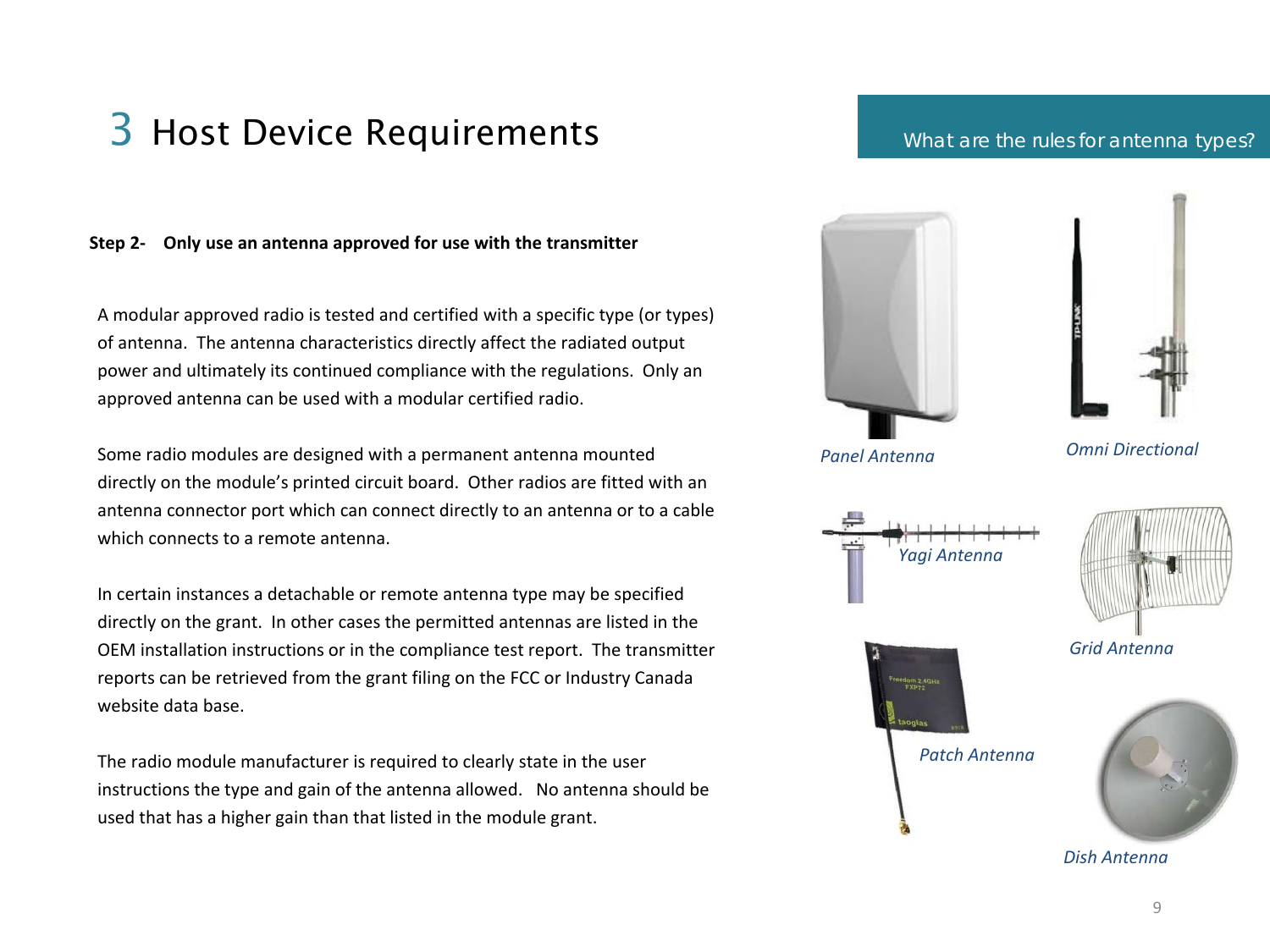# 3 Host Device Requirements

What are the rules for antenna types?

**Step 2- Only use an antenna approved for use with the transmitter**

A modular approved radio is tested and certified with a specific type (or types) of antenna. The antenna characteristics directly affect the radiated output power and ultimately its continued compliance with the regulations. Only an approved antenna can be used with a modular certified radio.

Some radio modules are designed with a permanent antenna mounted directly on the module's printed circuit board. Other radios are fitted with an antenna connector port which can connect directly to an antenna or to a cable which connects to a remote antenna.

In certain instances a detachable or remote antenna type may be specified directly on the grant. In other cases the permitted antennas are listed in the OEM installation instructions or in the compliance test report. The transmitter reports can be retrieved from the grant filing on the FCC or Industry Canada website data base.

The radio module manufacturer is required to clearly state in the user instructions the type and gain of the antenna allowed. No antenna should be used that has a higher gain than that listed in the module grant.

*Panel Antenna*

*Omni Directional*

*Yagi Antenna*

*Grid Antenna*

*Patch Antenna*

*Dish Antenna*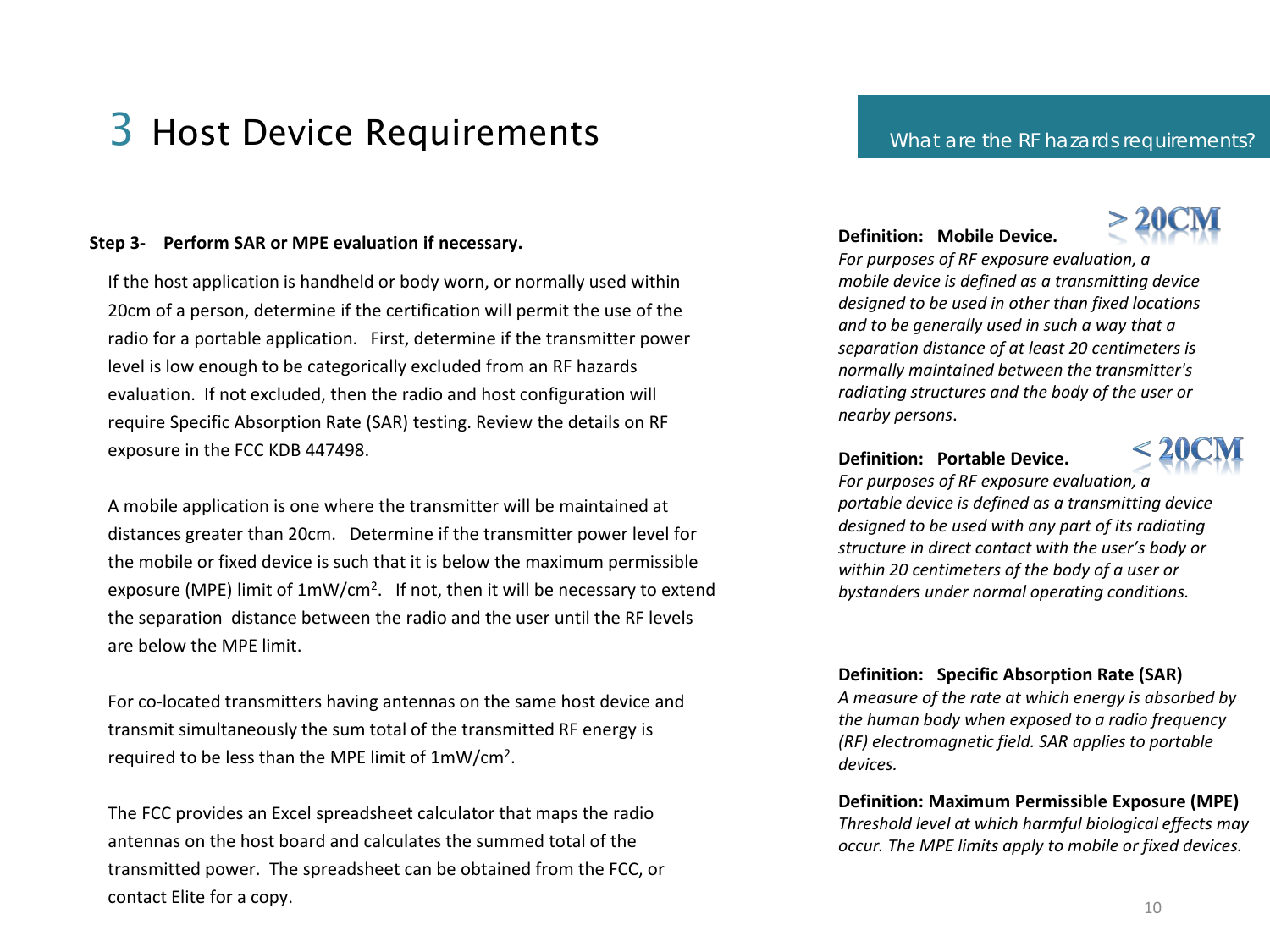# 3 Host Device Requirements

**Step 3- Perform SAR or MPE evaluation if necessary.**

If the host application is handheld or body worn, or normally used within 20cm of a person, determine if the certification will permit the use of the radio for a portable application. First, determine if the transmitter power level is low enough to be categorically excluded from an RF hazards evaluation. If not excluded, then the radio and host configuration will require Specific Absorption Rate (SAR) testing. Review the details on RF exposure in the FCC KDB 447498.

A mobile application is one where the transmitter will be maintained at distances greater than 20cm. Determine if the transmitter power level for the mobile or fixed device is such that it is below the maximum permissible exposure (MPE) limit of $1mW/cm^2$. If not, then it will be necessary to extend the separation distance between the radio and the user until the RF levels are below the MPE limit.

For co-located transmitters having antennas on the same host device and transmit simultaneously the sum total of the transmitted RF energy is required to be less than the MPE limit of $1mW/cm^2$.

The FCC provides an Excel spreadsheet calculator that maps the radio antennas on the host board and calculates the summed total of the transmitted power. The spreadsheet can be obtained from the FCC, or contact Elite for a copy.

## What are the RF hazards requirements?

**Definition: Mobile Device.** > 20CM

*For purposes of RF exposure evaluation, a mobile device is defined as a transmitting device designed to be used in other than fixed locations and to be generally used in such a way that a separation distance of at least 20 centimeters is normally maintained between the transmitter's radiating structures and the body of the user or nearby persons*.

**Definition: Portable Device.** < 20CM

*For purposes of RF exposure evaluation, a portable device is defined as a transmitting device designed to be used with any part of its radiating structure in direct contact with the user's body or within 20 centimeters of the body of a user or bystanders under normal operating conditions.*

**Definition: Specific Absorption Rate (SAR)**

*A measure of the rate at which energy is absorbed by the human body when exposed to a radio frequency (RF) electromagnetic field. SAR applies to portable devices.*

**Definition: Maximum Permissible Exposure (MPE)**

*Threshold level at which harmful biological effects may occur. The MPE limits apply to mobile or fixed devices.*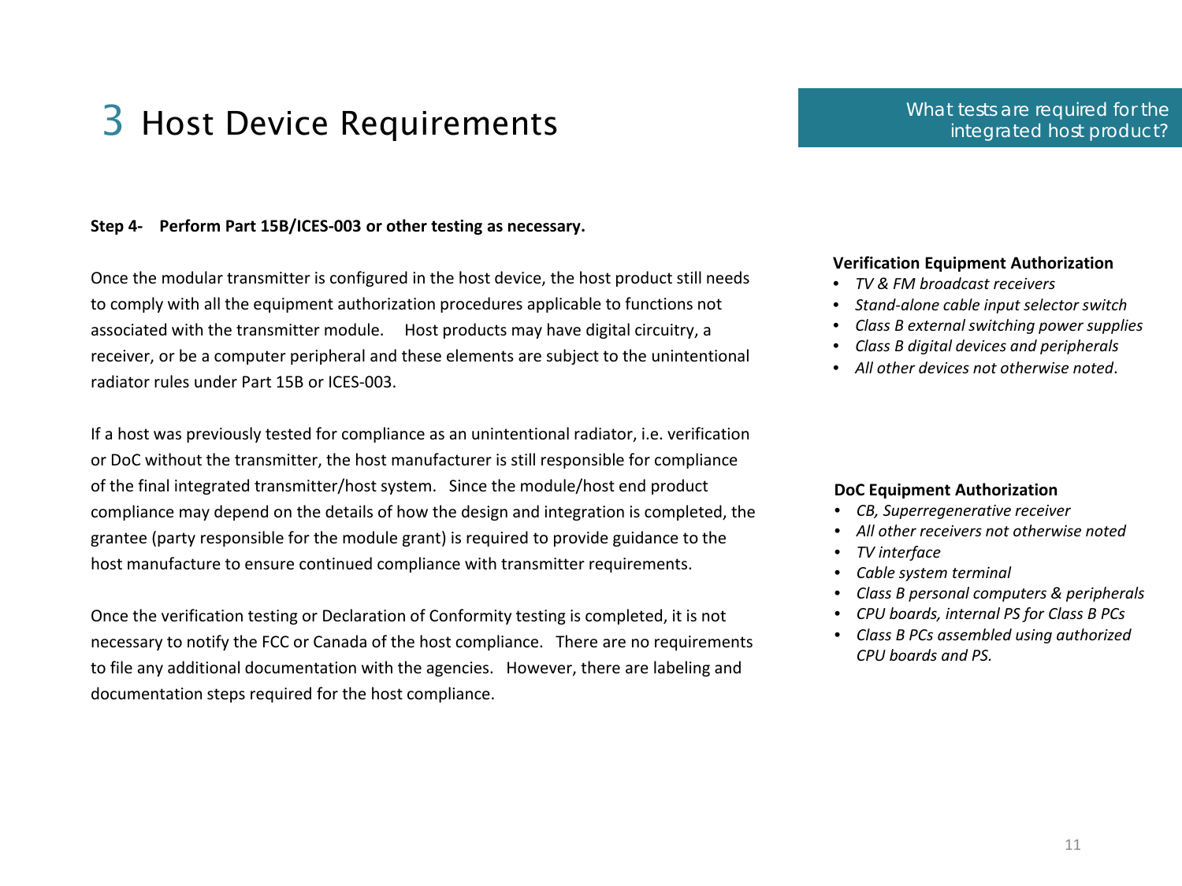# 3 Host Device Requirements

## What tests are required for the integrated host product?

**Step 4- Perform Part 15B/ICES-003 or other testing as necessary.**

Once the modular transmitter is configured in the host device, the host product still needs to comply with all the equipment authorization procedures applicable to functions not associated with the transmitter module. Host products may have digital circuitry, a receiver, or be a computer peripheral and these elements are subject to the unintentional radiator rules under Part 15B or ICES-003.

If a host was previously tested for compliance as an unintentional radiator, i.e. verification or DoC without the transmitter, the host manufacturer is still responsible for compliance of the final integrated transmitter/host system. Since the module/host end product compliance may depend on the details of how the design and integration is completed, the grantee (party responsible for the module grant) is required to provide guidance to the host manufacture to ensure continued compliance with transmitter requirements.

Once the verification testing or Declaration of Conformity testing is completed, it is not necessary to notify the FCC or Canada of the host compliance. There are no requirements to file any additional documentation with the agencies. However, there are labeling and documentation steps required for the host compliance.

**Verification Equipment Authorization**

- *TV & FM broadcast receivers*
- *Stand-alone cable input selector switch*
- *Class B external switching power supplies*
- *Class B digital devices and peripherals*
- *All other devices not otherwise noted*.

**DoC Equipment Authorization**

- *CB, Superregenerative receiver*
- *All other receivers not otherwise noted*
- *TV interface*
- *Cable system terminal*
- *Class B personal computers & peripherals*
- *CPU boards, internal PS for Class B PCs*
- *Class B PCs assembled using authorized CPU boards and PS.*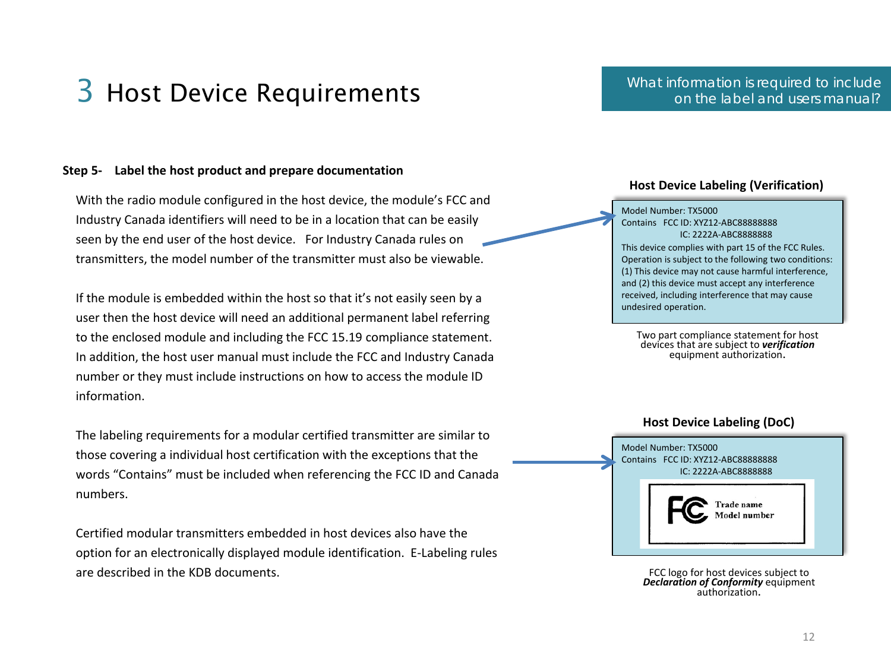# 3 Host Device Requirements

What information is required to include on the label and users manual?

**Step 5- Label the host product and prepare documentation**

With the radio module configured in the host device, the module's FCC and Industry Canada identifiers will need to be in a location that can be easily seen by the end user of the host device. For Industry Canada rules on transmitters, the model number of the transmitter must also be viewable.

If the module is embedded within the host so that it's not easily seen by a user then the host device will need an additional permanent label referring to the enclosed module and including the FCC 15.19 compliance statement. In addition, the host user manual must include the FCC and Industry Canada number or they must include instructions on how to access the module ID information.

The labeling requirements for a modular certified transmitter are similar to those covering a individual host certification with the exceptions that the words "Contains" must be included when referencing the FCC ID and Canada numbers.

Certified modular transmitters embedded in host devices also have the option for an electronically displayed module identification. E-Labeling rules are described in the KDB documents.

**Host Device Labeling (Verification)**

Model Number: TX5000
Contains FCC ID: XYZ12-ABC88888888
IC: 2222A-ABC8888888
This device complies with part 15 of the FCC Rules. Operation is subject to the following two conditions: (1) This device may not cause harmful interference, and (2) this device must accept any interference received, including interference that may cause undesired operation.

Two part compliance statement for host devices that are subject to ***verification*** equipment authorization.

**Host Device Labeling (DoC)**

Model Number: TX5000
Contains FCC ID: XYZ12-ABC88888888
IC: 2222A-ABC8888888

FC Trade name
Model number

FCC logo for host devices subject to ***Declaration of Conformity*** equipment authorization.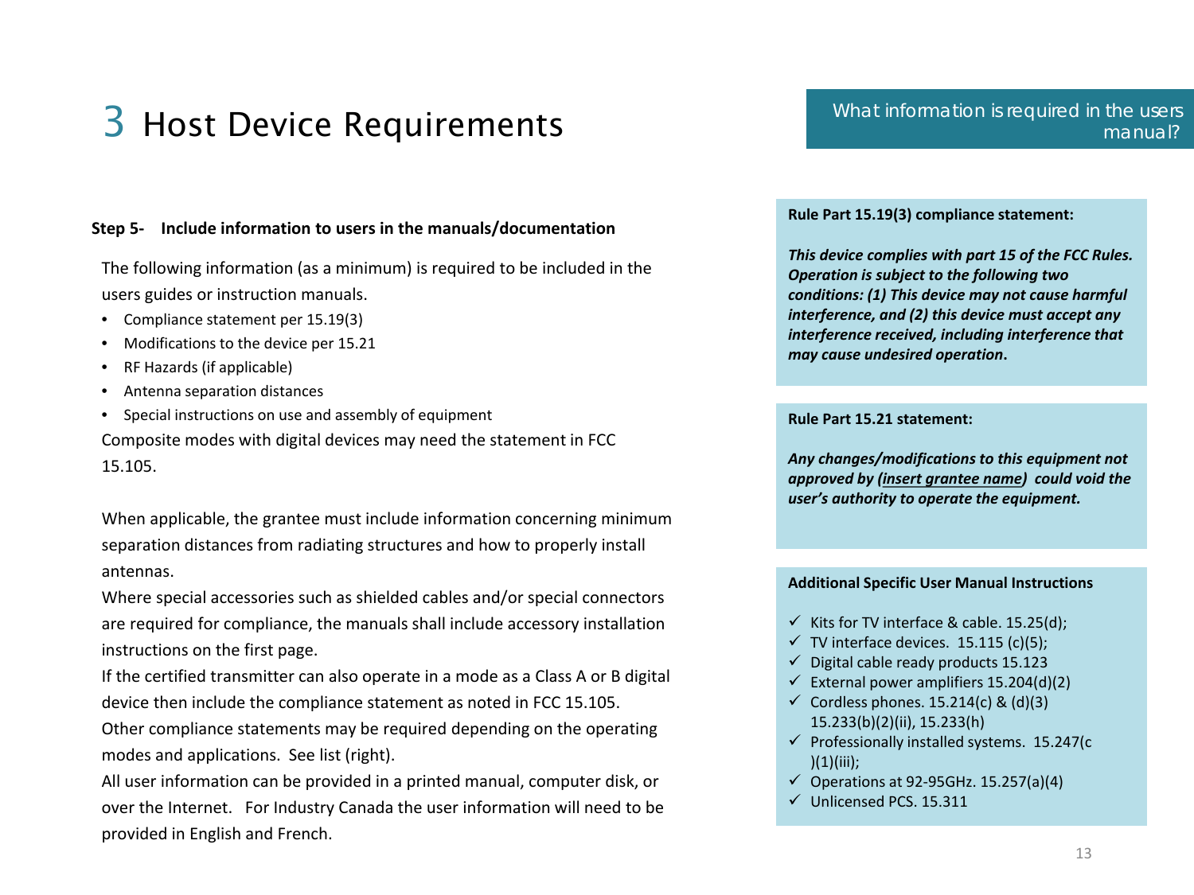# 3 Host Device Requirements

What information is required in the users manual?

**Step 5- Include information to users in the manuals/documentation**

The following information (as a minimum) is required to be included in the users guides or instruction manuals.

- Compliance statement per 15.19(3)
- Modifications to the device per 15.21
- RF Hazards (if applicable)
- Antenna separation distances
- Special instructions on use and assembly of equipment

Composite modes with digital devices may need the statement in FCC 15.105.

When applicable, the grantee must include information concerning minimum separation distances from radiating structures and how to properly install antennas.

Where special accessories such as shielded cables and/or special connectors are required for compliance, the manuals shall include accessory installation instructions on the first page.

If the certified transmitter can also operate in a mode as a Class A or B digital device then include the compliance statement as noted in FCC 15.105.

Other compliance statements may be required depending on the operating modes and applications. See list (right).

All user information can be provided in a printed manual, computer disk, or over the Internet. For Industry Canada the user information will need to be provided in English and French.

**Rule Part 15.19(3) compliance statement:**

***This device complies with part 15 of the FCC Rules. Operation is subject to the following two conditions: (1) This device may not cause harmful interference, and (2) this device must accept any interference received, including interference that may cause undesired operation.***

**Rule Part 15.21 statement:**

***Any changes/modifications to this equipment not approved by (<u>insert grantee name</u>) could void the user's authority to operate the equipment.***

**Additional Specific User Manual Instructions**

- ✓ Kits for TV interface & cable. 15.25(d);
- ✓ TV interface devices. 15.115 (c)(5);
- ✓ Digital cable ready products 15.123
- ✓ External power amplifiers 15.204(d)(2)
- ✓ Cordless phones. 15.214(c) & (d)(3) 15.233(b)(2)(ii), 15.233(h)
- ✓ Professionally installed systems. 15.247(c)(1)(iii);
- ✓ Operations at 92-95GHz. 15.257(a)(4)
- ✓ Unlicensed PCS. 15.311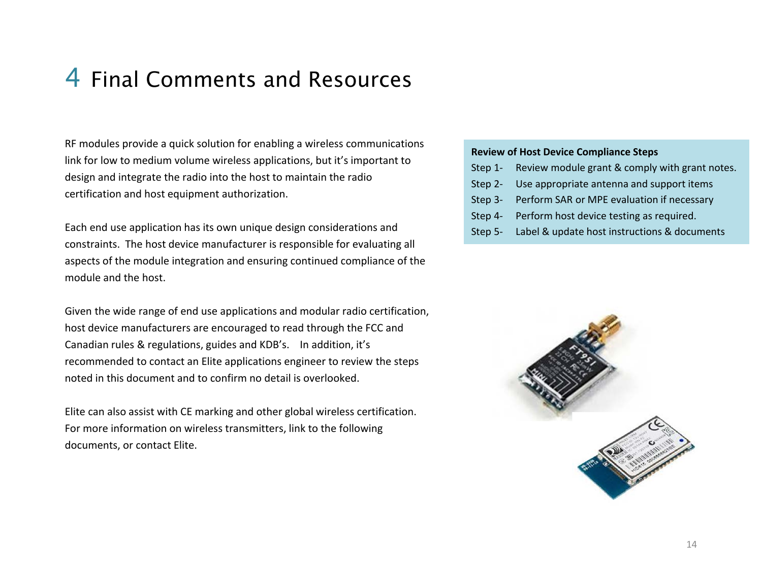# 4 Final Comments and Resources

RF modules provide a quick solution for enabling a wireless communications link for low to medium volume wireless applications, but it's important to design and integrate the radio into the host to maintain the radio certification and host equipment authorization.

Each end use application has its own unique design considerations and constraints. The host device manufacturer is responsible for evaluating all aspects of the module integration and ensuring continued compliance of the module and the host.

Given the wide range of end use applications and modular radio certification, host device manufacturers are encouraged to read through the FCC and Canadian rules & regulations, guides and KDB's. In addition, it's recommended to contact an Elite applications engineer to review the steps noted in this document and to confirm no detail is overlooked.

Elite can also assist with CE marking and other global wireless certification. For more information on wireless transmitters, link to the following documents, or contact Elite.

**Review of Host Device Compliance Steps**

- Step 1- Review module grant & comply with grant notes.
- Step 2- Use appropriate antenna and support items
- Step 3- Perform SAR or MPE evaluation if necessary
- Step 4- Perform host device testing as required.
- Step 5- Label & update host instructions & documents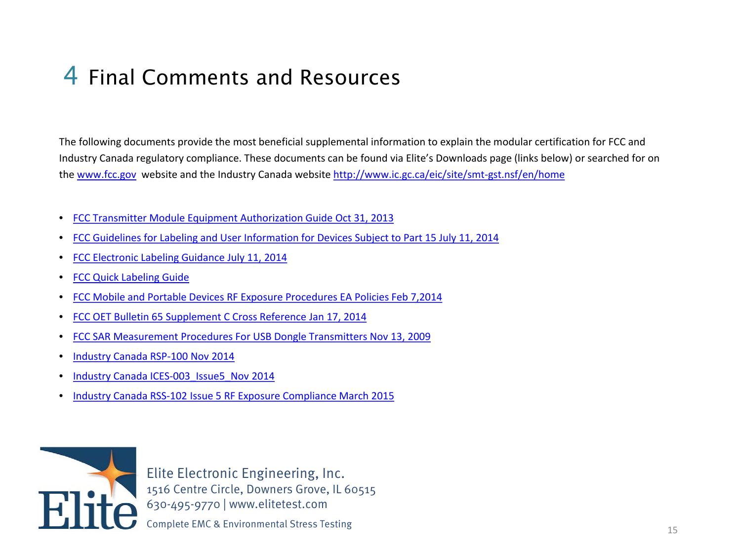# 4 Final Comments and Resources

The following documents provide the most beneficial supplemental information to explain the modular certification for FCC and Industry Canada regulatory compliance. These documents can be found via Elite's Downloads page (links below) or searched for on the www.fcc.gov website and the Industry Canada website http://www.ic.gc.ca/eic/site/smt-gst.nsf/en/home

- FCC Transmitter Module Equipment Authorization Guide Oct 31, 2013
- FCC Guidelines for Labeling and User Information for Devices Subject to Part 15 July 11, 2014
- FCC Electronic Labeling Guidance July 11, 2014
- FCC Quick Labeling Guide
- FCC Mobile and Portable Devices RF Exposure Procedures EA Policies Feb 7,2014
- FCC OET Bulletin 65 Supplement C Cross Reference Jan 17, 2014
- FCC SAR Measurement Procedures For USB Dongle Transmitters Nov 13, 2009
- Industry Canada RSP-100 Nov 2014
- Industry Canada ICES-003_Issue5_Nov 2014
- Industry Canada RSS-102 Issue 5 RF Exposure Compliance March 2015

Elite Electronic Engineering, Inc.
1516 Centre Circle, Downers Grove, IL 60515
630-495-9770 | www.elitetest.com
Complete EMC & Environmental Stress Testing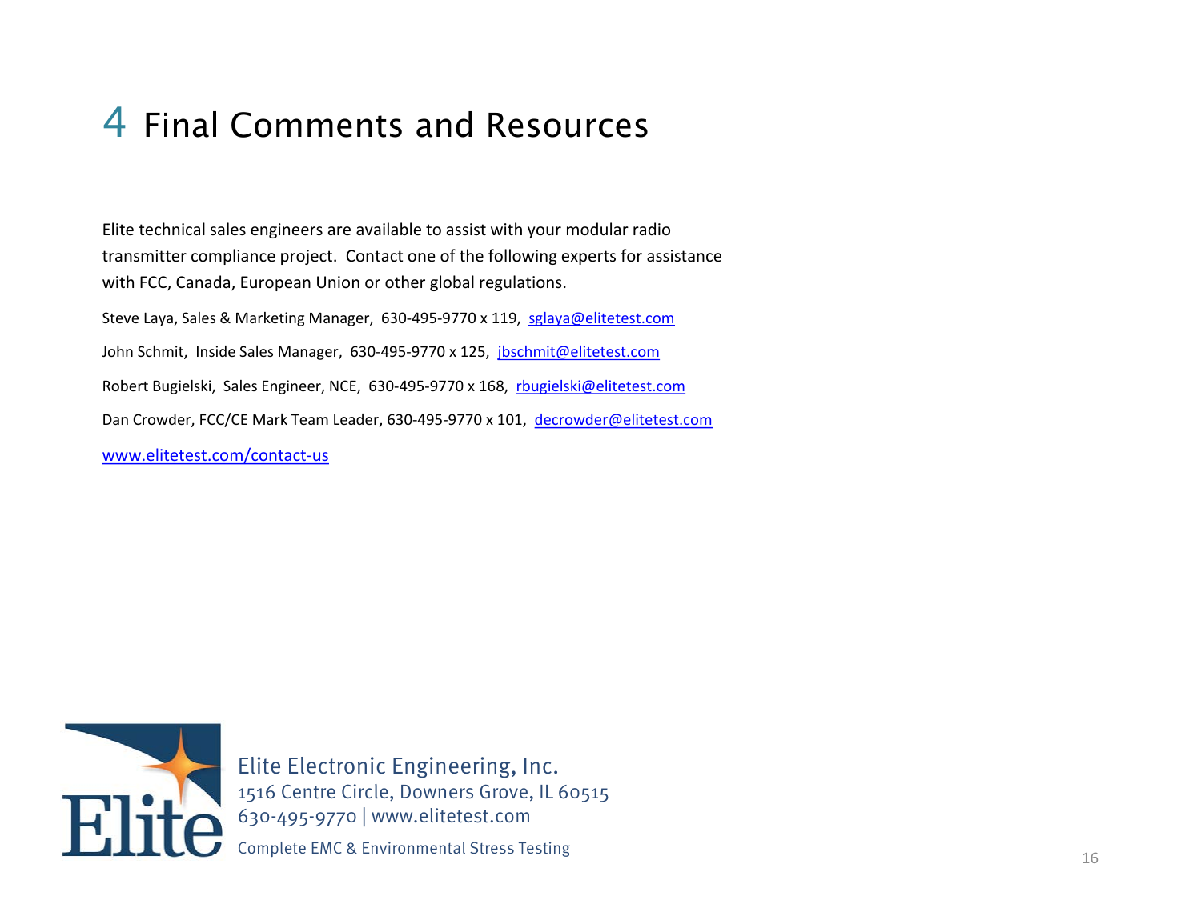# 4 Final Comments and Resources

Elite technical sales engineers are available to assist with your modular radio transmitter compliance project. Contact one of the following experts for assistance with FCC, Canada, European Union or other global regulations.

Steve Laya, Sales & Marketing Manager, 630-495-9770 x 119, sglaya@elitetest.com

John Schmit, Inside Sales Manager, 630-495-9770 x 125, jbschmit@elitetest.com

Robert Bugielski, Sales Engineer, NCE, 630-495-9770 x 168, rbugielski@elitetest.com

Dan Crowder, FCC/CE Mark Team Leader, 630-495-9770 x 101, decrowder@elitetest.com

www.elitetest.com/contact-us

Elite

Elite Electronic Engineering, Inc.
1516 Centre Circle, Downers Grove, IL 60515
630-495-9770 | www.elitetest.com
Complete EMC & Environmental Stress Testing